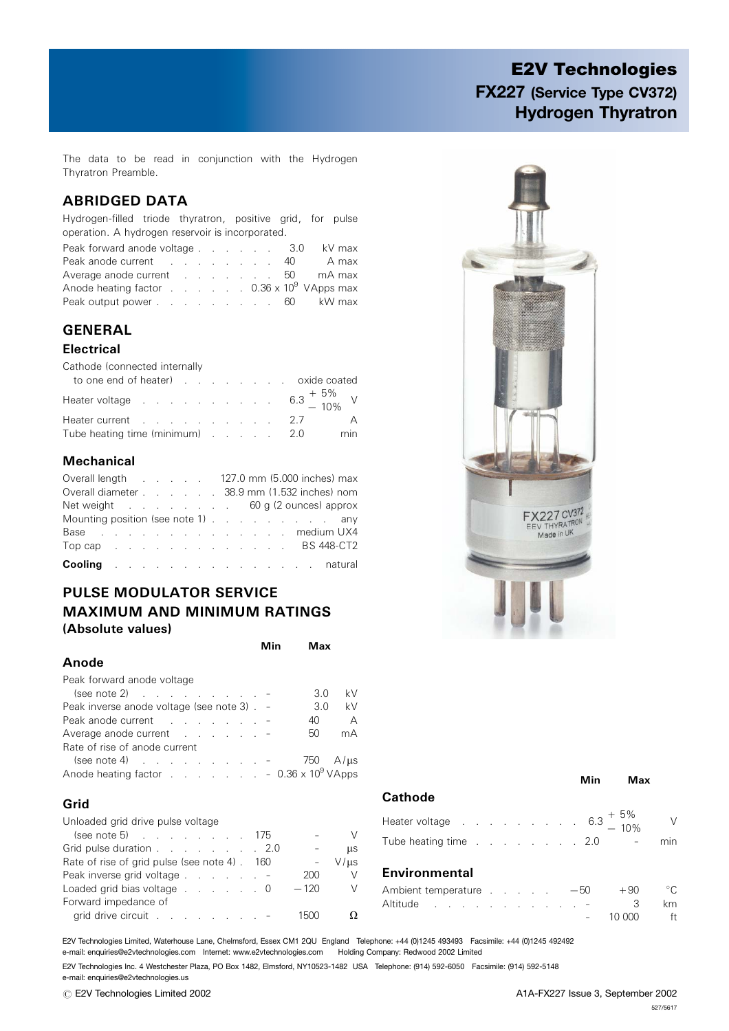# E2V Technologies

## FX227 (Service Type CV372) Hydrogen Thyratron

The data to be read in conjunction with the Hydrogen Thyratron Preamble.

## ABRIDGED DATA

Hydrogen-filled triode thyratron, positive grid, for pulse operation. A hydrogen reservoir is incorporated.

| | | |
|---|---|---|
| Peak forward anode voltage | 3.0 | kV max |
| Peak anode current | 40 | A max |
| Average anode current | 50 | mA max |
| Anode heating factor | 0.36 x $10^9$ | VApps max |
| Peak output power | 60 | kW max |

## GENERAL

### Electrical

| | | |
|---|---|---|
| Cathode (connected internally to one end of heater) | oxide coated | |
| Heater voltage | 6.3 $^{+5\%}_{-10\%}$ | V |
| Heater current | 2.7 | A |
| Tube heating time (minimum) | 2.0 | min |

### Mechanical

| | |
|---|---|
| Overall length | 127.0 mm (5.000 inches) max |
| Overall diameter | 38.9 mm (1.532 inches) nom |
| Net weight | 60 g (2 ounces) approx |
| Mounting position (see note 1) | any |
| Base | medium UX4 |
| Top cap | BS 448-CT2 |

**Cooling** . . . natural

## PULSE MODULATOR SERVICE MAXIMUM AND MINIMUM RATINGS

### (Absolute values)

| | Min | Max | |
|---|---|---|---|
| **Anode** | | | |
| Peak forward anode voltage (see note 2) | – | 3.0 | kV |
| Peak inverse anode voltage (see note 3) | – | 3.0 | kV |
| Peak anode current | – | 40 | A |
| Average anode current | – | 50 | mA |
| Rate of rise of anode current (see note 4) | – | 750 | A/μs |
| Anode heating factor | – | 0.36 x $10^9$ | VApps |
| **Grid** | | | |
| Unloaded grid drive pulse voltage (see note 5) | 175 | – | V |
| Grid pulse duration | 2.0 | – | μs |
| Rate of rise of grid pulse (see note 4) | 160 | – | V/μs |
| Peak inverse grid voltage | – | 200 | V |
| Loaded grid bias voltage | 0 | –120 | V |
| Forward impedance of grid drive circuit | – | 1500 | Ω |

| | Min | Max | |
|---|---|---|---|
| **Cathode** | | | |
| Heater voltage | 6.3 $^{+5\%}_{-10\%}$ | | V |
| Tube heating time | 2.0 | – | min |
| **Environmental** | | | |
| Ambient temperature | –50 | +90 | °C |
| Altitude | – | 3 | km |
| | – | 10 000 | ft |

E2V Technologies Limited, Waterhouse Lane, Chelmsford, Essex CM1 2QU England Telephone: +44 (0)1245 493493 Facsimile: +44 (0)1245 492492
e-mail: enquiries@e2vtechnologies.com Internet: www.e2vtechnologies.com Holding Company: Redwood 2002 Limited

E2V Technologies Inc. 4 Westchester Plaza, PO Box 1482, Elmsford, NY10523-1482 USA Telephone: (914) 592-6050 Facsimile: (914) 592-5148
e-mail: enquiries@e2vtechnologies.us

© E2V Technologies Limited 2002

A1A-FX227 Issue 3, September 2002

527/5617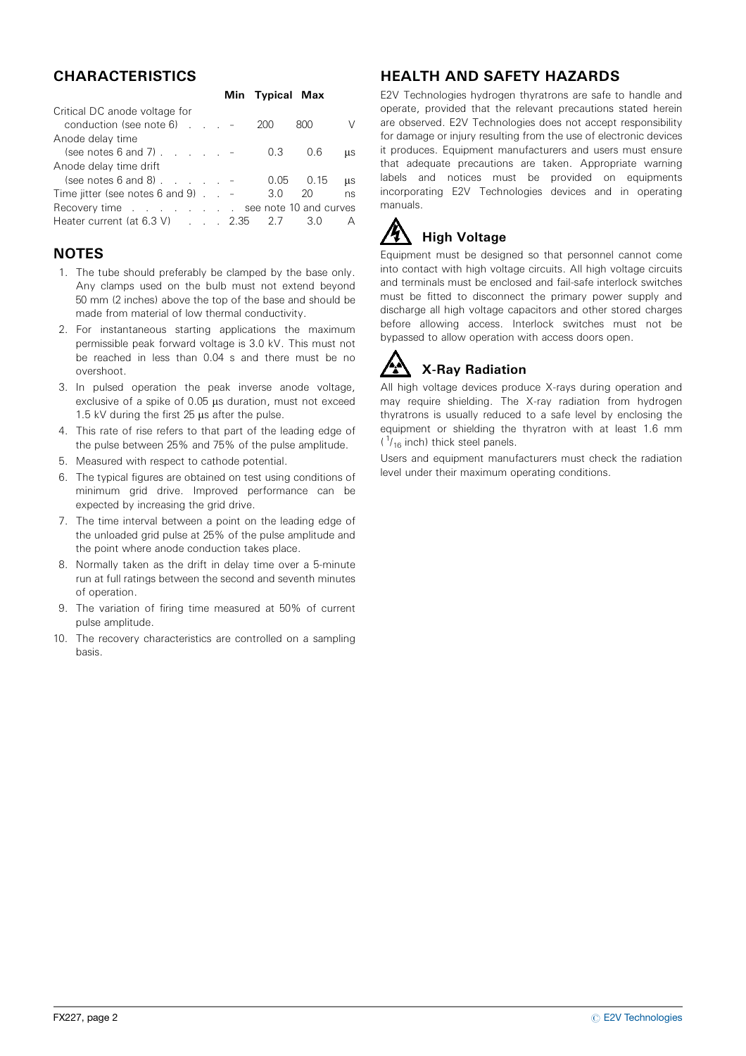## CHARACTERISTICS

| | Min | Typical | Max | |
|---|---|---|---|---|
| Critical DC anode voltage for conduction (see note 6) | – | 200 | 800 | V |
| Anode delay time (see notes 6 and 7) | – | 0.3 | 0.6 | μs |
| Anode delay time drift (see notes 6 and 8) | – | 0.05 | 0.15 | μs |
| Time jitter (see notes 6 and 9) | – | 3.0 | 20 | ns |
| Recovery time | see note 10 and curves | | | |
| Heater current (at 6.3 V) | 2.35 | 2.7 | 3.0 | A |

## NOTES

1. The tube should preferably be clamped by the base only. Any clamps used on the bulb must not extend beyond 50 mm (2 inches) above the top of the base and should be made from material of low thermal conductivity.
2. For instantaneous starting applications the maximum permissible peak forward voltage is 3.0 kV. This must not be reached in less than 0.04 s and there must be no overshoot.
3. In pulsed operation the peak inverse anode voltage, exclusive of a spike of 0.05 μs duration, must not exceed 1.5 kV during the first 25 μs after the pulse.
4. This rate of rise refers to that part of the leading edge of the pulse between 25% and 75% of the pulse amplitude.
5. Measured with respect to cathode potential.
6. The typical figures are obtained on test using conditions of minimum grid drive. Improved performance can be expected by increasing the grid drive.
7. The time interval between a point on the leading edge of the unloaded grid pulse at 25% of the pulse amplitude and the point where anode conduction takes place.
8. Normally taken as the drift in delay time over a 5-minute run at full ratings between the second and seventh minutes of operation.
9. The variation of firing time measured at 50% of current pulse amplitude.
10. The recovery characteristics are controlled on a sampling basis.

## HEALTH AND SAFETY HAZARDS

E2V Technologies hydrogen thyratrons are safe to handle and operate, provided that the relevant precautions stated herein are observed. E2V Technologies does not accept responsibility for damage or injury resulting from the use of electronic devices it produces. Equipment manufacturers and users must ensure that adequate precautions are taken. Appropriate warning labels and notices must be provided on equipments incorporating E2V Technologies devices and in operating manuals.

### High Voltage

Equipment must be designed so that personnel cannot come into contact with high voltage circuits. All high voltage circuits and terminals must be enclosed and fail-safe interlock switches must be fitted to disconnect the primary power supply and discharge all high voltage capacitors and other stored charges before allowing access. Interlock switches must not be bypassed to allow operation with access doors open.

### X-Ray Radiation

All high voltage devices produce X-rays during operation and may require shielding. The X-ray radiation from hydrogen thyratrons is usually reduced to a safe level by enclosing the equipment or shielding the thyratron with at least 1.6 mm ($^{1}/_{16}$ inch) thick steel panels.

Users and equipment manufacturers must check the radiation level under their maximum operating conditions.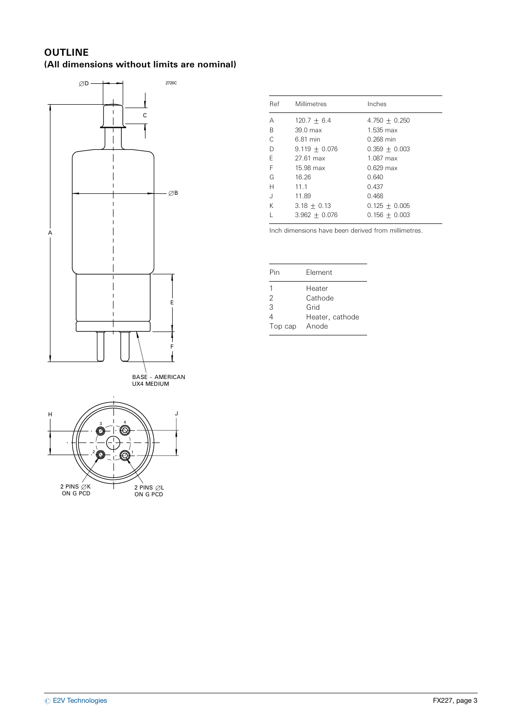## OUTLINE

**(All dimensions without limits are nominal)**

2720C

BASE - AMERICAN UX4 MEDIUM

2 PINS ∅K ON G PCD

2 PINS ∅L ON G PCD

| Ref | Millimetres | Inches |
|---|---|---|
| A | 120.7 ± 6.4 | 4.750 ± 0.250 |
| B | 39.0 max | 1.535 max |
| C | 6.81 min | 0.268 min |
| D | 9.119 ± 0.076 | 0.359 ± 0.003 |
| E | 27.61 max | 1.087 max |
| F | 15.98 max | 0.629 max |
| G | 16.26 | 0.640 |
| H | 11.1 | 0.437 |
| J | 11.89 | 0.468 |
| K | 3.18 ± 0.13 | 0.125 ± 0.005 |
| L | 3.962 ± 0.076 | 0.156 ± 0.003 |

Inch dimensions have been derived from millimetres.

| Pin | Element |
|---|---|
| 1 | Heater |
| 2 | Cathode |
| 3 | Grid |
| 4 | Heater, cathode |
| Top cap | Anode |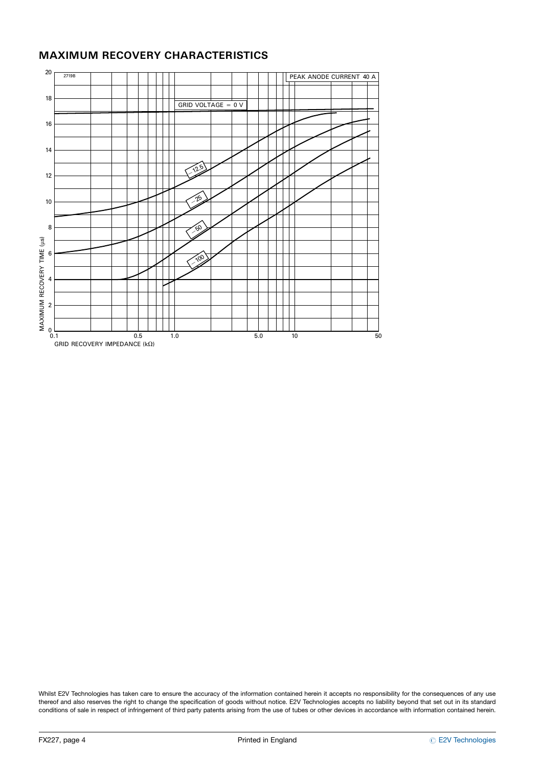## MAXIMUM RECOVERY CHARACTERISTICS

2719B

PEAK ANODE CURRENT 40 A

GRID VOLTAGE = 0 V

−12.5

−25

−50

−100

MAXIMUM RECOVERY TIME (μs)

0
2
4
6
8
10
12
14
16
18
20

0.1
0.5
1.0
5.0
10
50

GRID RECOVERY IMPEDANCE (kΩ)

Whilst E2V Technologies has taken care to ensure the accuracy of the information contained herein it accepts no responsibility for the consequences of any use thereof and also reserves the right to change the specification of goods without notice. E2V Technologies accepts no liability beyond that set out in its standard conditions of sale in respect of infringement of third party patents arising from the use of tubes or other devices in accordance with information contained herein.